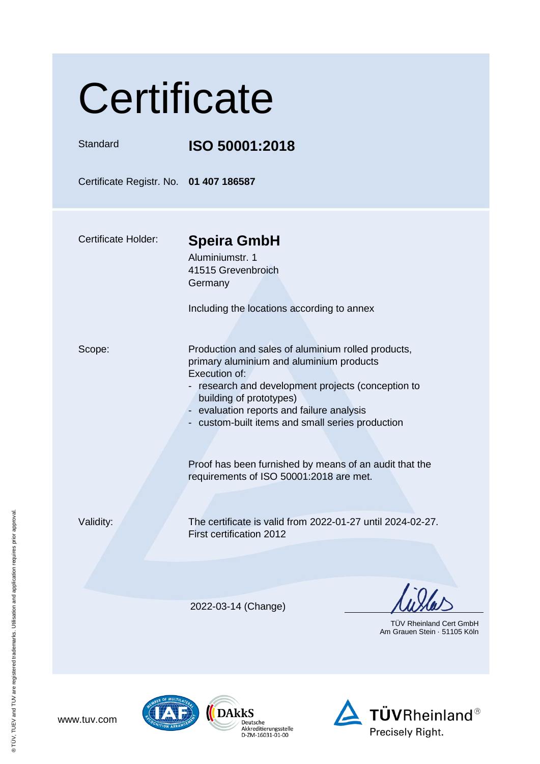# Certificate

Standard **ISO 50001:2018**

Certificate Registr. No. **01 407 186587**

Certificate Holder: **Speira GmbH**
Aluminiumstr. 1
41515 Grevenbroich
Germany

Including the locations according to annex

Scope: Production and sales of aluminium rolled products, primary aluminium and aluminium products
Execution of:
- research and development projects (conception to building of prototypes)
- evaluation reports and failure analysis
- custom-built items and small series production

Proof has been furnished by means of an audit that the requirements of ISO 50001:2018 are met.

Validity: The certificate is valid from 2022-01-27 until 2024-02-27.
First certification 2012

2022-03-14 (Change)

TÜV Rheinland Cert GmbH
Am Grauen Stein · 51105 Köln

www.tuv.com

DAkkS Deutsche Akkreditierungsstelle D-ZM-16031-01-00

TÜVRheinland® Precisely Right.

® TÜV, TUEV and TUV are registered trademarks. Utilisation and application requires prior approval.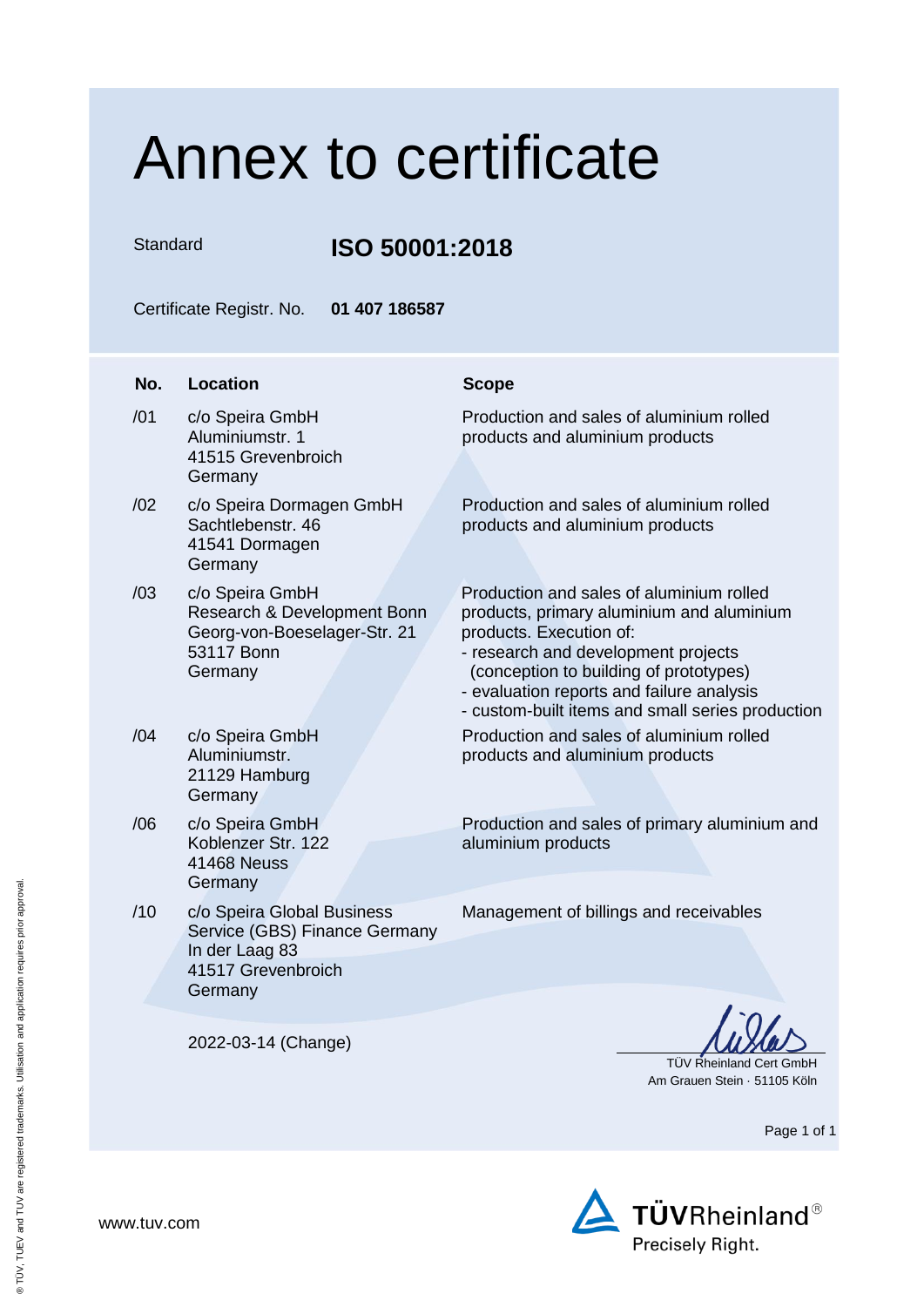# Annex to certificate

Standard **ISO 50001:2018**

Certificate Registr. No. **01 407 186587**

| No. | Location | Scope |
|---|---|---|
| /01 | c/o Speira GmbH<br>Aluminiumstr. 1<br>41515 Grevenbroich<br>Germany | Production and sales of aluminium rolled products and aluminium products |
| /02 | c/o Speira Dormagen GmbH<br>Sachtlebenstr. 46<br>41541 Dormagen<br>Germany | Production and sales of aluminium rolled products and aluminium products |
| /03 | c/o Speira GmbH<br>Research & Development Bonn<br>Georg-von-Boeselager-Str. 21<br>53117 Bonn<br>Germany | Production and sales of aluminium rolled products, primary aluminium and aluminium products. Execution of:<br>- research and development projects (conception to building of prototypes)<br>- evaluation reports and failure analysis<br>- custom-built items and small series production |
| /04 | c/o Speira GmbH<br>Aluminiumstr.<br>21129 Hamburg<br>Germany | Production and sales of aluminium rolled products and aluminium products |
| /06 | c/o Speira GmbH<br>Koblenzer Str. 122<br>41468 Neuss<br>Germany | Production and sales of primary aluminium and aluminium products |
| /10 | c/o Speira Global Business Service (GBS) Finance Germany<br>In der Laag 83<br>41517 Grevenbroich<br>Germany | Management of billings and receivables |

2022-03-14 (Change)

TÜV Rheinland Cert GmbH
Am Grauen Stein · 51105 Köln

www.tuv.com

TÜVRheinland®
Precisely Right.

® TÜV, TUEV and TUV are registered trademarks. Utilisation and application requires prior approval.